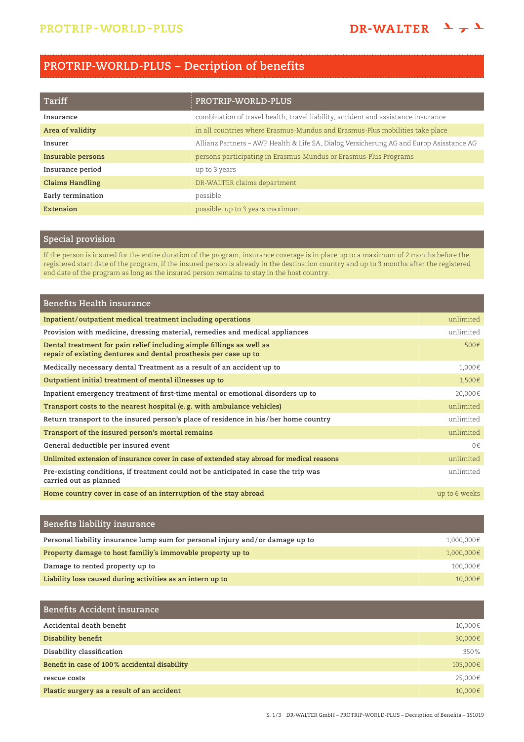# PROTRIP-WORLD-PLUS – Decription of benefits

| Tariff | PROTRIP-WORLD-PLUS |
|---|---|
| Insurance | combination of travel health, travel liability, accident and assistance insurance |
| Area of validity | in all countries where Erasmus-Mundus and Erasmus-Plus mobilities take place |
| Insurer | Allianz Partners – AWP Health & Life SA, Dialog Versicherung AG and Europ Asisstance AG |
| Insurable persons | persons participating in Erasmus-Mundus or Erasmus-Plus Programs |
| Insurance period | up to 3 years |
| Claims Handling | DR-WALTER claims department |
| Early termination | possible |
| Extension | possible, up to 3 years maximum |

## Special provision

If the person is insured for the entire duration of the program, insurance coverage is in place up to a maximum of 2 months before the registered start date of the program, if the insured person is already in the destination country and up to 3 months after the registered end date of the program as long as the insured person remains to stay in the host country.

| Benefits Health insurance | |
|---|---|
| Inpatient/outpatient medical treatment including operations | unlimited |
| Provision with medicine, dressing material, remedies and medical appliances | unlimited |
| Dental treatment for pain relief including simple fillings as well as repair of existing dentures and dental prosthesis per case up to | 500€ |
| Medically necessary dental Treatment as a result of an accident up to | 1,000€ |
| Outpatient initial treatment of mental illnesses up to | 1,500€ |
| Inpatient emergency treatment of first-time mental or emotional disorders up to | 20,000€ |
| Transport costs to the nearest hospital (e.g. with ambulance vehicles) | unlimited |
| Return transport to the insured person's place of residence in his/her home country | unlimited |
| Transport of the insured person's mortal remains | unlimited |
| General deductible per insured event | 0€ |
| Unlimited extension of insurance cover in case of extended stay abroad for medical reasons | unlimited |
| Pre-existing conditions, if treatment could not be anticipated in case the trip was carried out as planned | unlimited |
| Home country cover in case of an interruption of the stay abroad | up to 6 weeks |

| Benefits liability insurance | |
|---|---|
| Personal liability insurance lump sum for personal injury and/or damage up to | 1,000,000€ |
| Property damage to host familiy´s immovable property up to | 1,000,000€ |
| Damage to rented property up to | 100,000€ |
| Liability loss caused during activities as an intern up to | 10,000€ |

| Benefits Accident insurance | |
|---|---|
| Accidental death benefit | 10,000€ |
| Disability benefit | 30,000€ |
| Disability classification | 350% |
| Benefit in case of 100% accidental disability | 105,000€ |
| rescue costs | 25,000€ |
| Plastic surgery as a result of an accident | 10,000€ |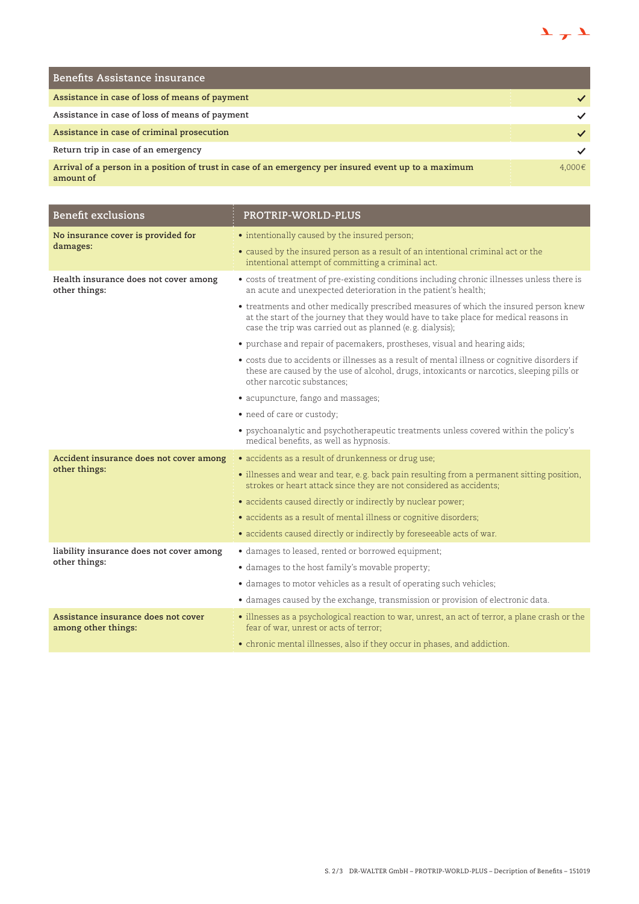| Benefits Assistance insurance | |
|---|---|
| **Assistance in case of loss of means of payment** | ✓ |
| **Assistance in case of loss of means of payment** | ✓ |
| **Assistance in case of criminal prosecution** | ✓ |
| **Return trip in case of an emergency** | ✓ |
| **Arrival of a person in a position of trust in case of an emergency per insured event up to a maximum amount of** | 4,000€ |

| Benefit exclusions | PROTRIP-WORLD-PLUS |
|---|---|
| **No insurance cover is provided for damages:** | • intentionally caused by the insured person;<br>• caused by the insured person as a result of an intentional criminal act or the intentional attempt of committing a criminal act. |
| **Health insurance does not cover among other things:** | • costs of treatment of pre-existing conditions including chronic illnesses unless there is an acute and unexpected deterioration in the patient's health;<br>• treatments and other medically prescribed measures of which the insured person knew at the start of the journey that they would have to take place for medical reasons in case the trip was carried out as planned (e.g. dialysis);<br>• purchase and repair of pacemakers, prostheses, visual and hearing aids;<br>• costs due to accidents or illnesses as a result of mental illness or cognitive disorders if these are caused by the use of alcohol, drugs, intoxicants or narcotics, sleeping pills or other narcotic substances;<br>• acupuncture, fango and massages;<br>• need of care or custody;<br>• psychoanalytic and psychotherapeutic treatments unless covered within the policy's medical benefits, as well as hypnosis. |
| **Accident insurance does not cover among other things:** | • accidents as a result of drunkenness or drug use;<br>• illnesses and wear and tear, e.g. back pain resulting from a permanent sitting position, strokes or heart attack since they are not considered as accidents;<br>• accidents caused directly or indirectly by nuclear power;<br>• accidents as a result of mental illness or cognitive disorders;<br>• accidents caused directly or indirectly by foreseeable acts of war. |
| **liability insurance does not cover among other things:** | • damages to leased, rented or borrowed equipment;<br>• damages to the host family's movable property;<br>• damages to motor vehicles as a result of operating such vehicles;<br>• damages caused by the exchange, transmission or provision of electronic data. |
| **Assistance insurance does not cover among other things:** | • illnesses as a psychological reaction to war, unrest, an act of terror, a plane crash or the fear of war, unrest or acts of terror;<br>• chronic mental illnesses, also if they occur in phases, and addiction. |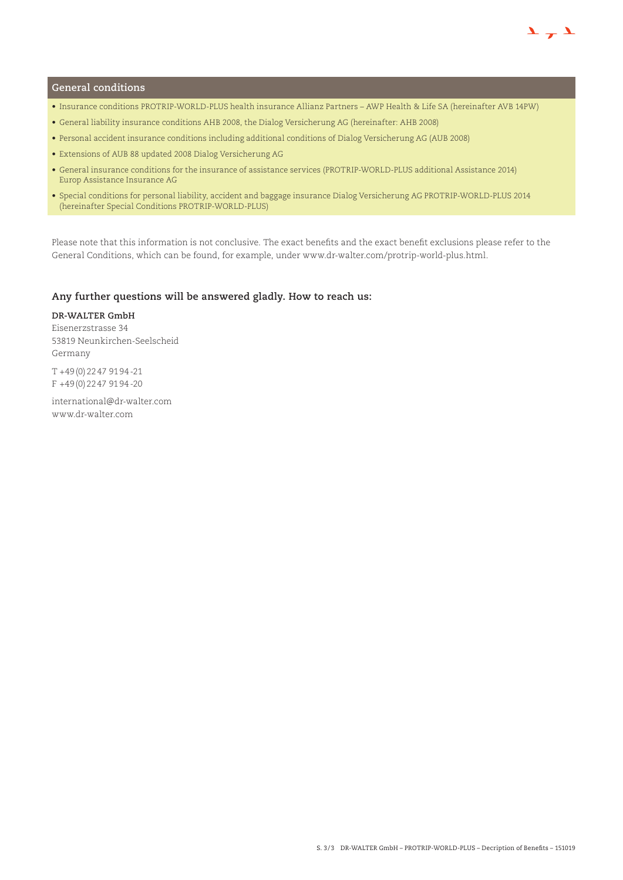## General conditions

- Insurance conditions PROTRIP-WORLD-PLUS health insurance Allianz Partners – AWP Health & Life SA (hereinafter AVB 14PW)
- General liability insurance conditions AHB 2008, the Dialog Versicherung AG (hereinafter: AHB 2008)
- Personal accident insurance conditions including additional conditions of Dialog Versicherung AG (AUB 2008)
- Extensions of AUB 88 updated 2008 Dialog Versicherung AG
- General insurance conditions for the insurance of assistance services (PROTRIP-WORLD-PLUS additional Assistance 2014) Europ Assistance Insurance AG
- Special conditions for personal liability, accident and baggage insurance Dialog Versicherung AG PROTRIP-WORLD-PLUS 2014 (hereinafter Special Conditions PROTRIP-WORLD-PLUS)

Please note that this information is not conclusive. The exact benefits and the exact benefit exclusions please refer to the General Conditions, which can be found, for example, under www.dr-walter.com/protrip-world-plus.html.

### Any further questions will be answered gladly. How to reach us:

**DR-WALTER GmbH**
Eisenerzstrasse 34
53819 Neunkirchen-Seelscheid
Germany

T +49 (0) 22 47 91 94 -21
F +49 (0) 22 47 91 94 -20

international@dr-walter.com
www.dr-walter.com